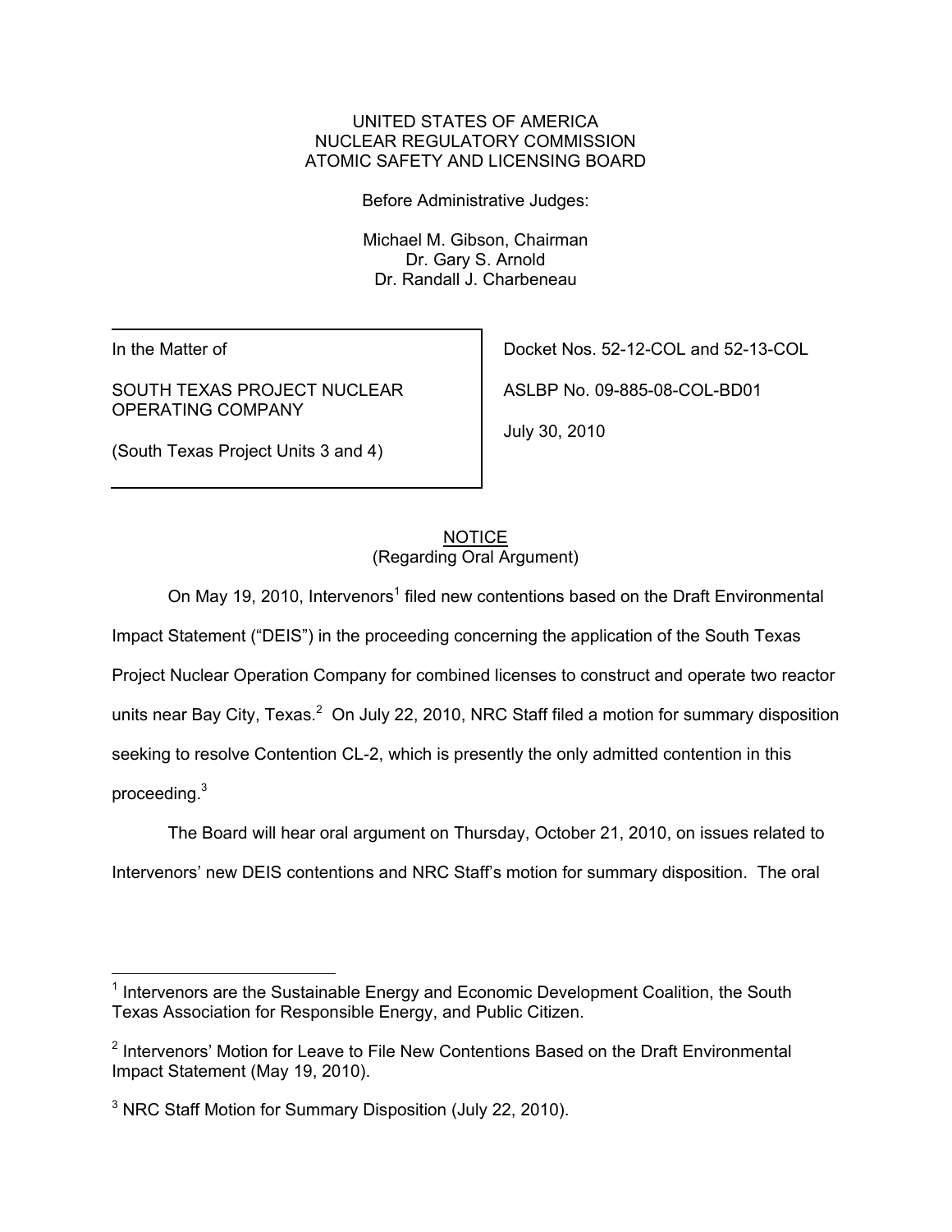UNITED STATES OF AMERICA
NUCLEAR REGULATORY COMMISSION
ATOMIC SAFETY AND LICENSING BOARD

Before Administrative Judges:

Michael M. Gibson, Chairman
Dr. Gary S. Arnold
Dr. Randall J. Charbeneau

| In the Matter of<br><br>SOUTH TEXAS PROJECT NUCLEAR OPERATING COMPANY<br><br>(South Texas Project Units 3 and 4) | Docket Nos. 52-12-COL and 52-13-COL<br><br>ASLBP No. 09-885-08-COL-BD01<br><br>July 30, 2010 |
|---|---|

<u>NOTICE</u>
(Regarding Oral Argument)

On May 19, 2010, Intervenors[1] filed new contentions based on the Draft Environmental Impact Statement ("DEIS") in the proceeding concerning the application of the South Texas Project Nuclear Operation Company for combined licenses to construct and operate two reactor units near Bay City, Texas.[2] On July 22, 2010, NRC Staff filed a motion for summary disposition seeking to resolve Contention CL-2, which is presently the only admitted contention in this proceeding.[3]

The Board will hear oral argument on Thursday, October 21, 2010, on issues related to Intervenors' new DEIS contentions and NRC Staff's motion for summary disposition. The oral

---

[1] Intervenors are the Sustainable Energy and Economic Development Coalition, the South Texas Association for Responsible Energy, and Public Citizen.

[2] Intervenors' Motion for Leave to File New Contentions Based on the Draft Environmental Impact Statement (May 19, 2010).

[3] NRC Staff Motion for Summary Disposition (July 22, 2010).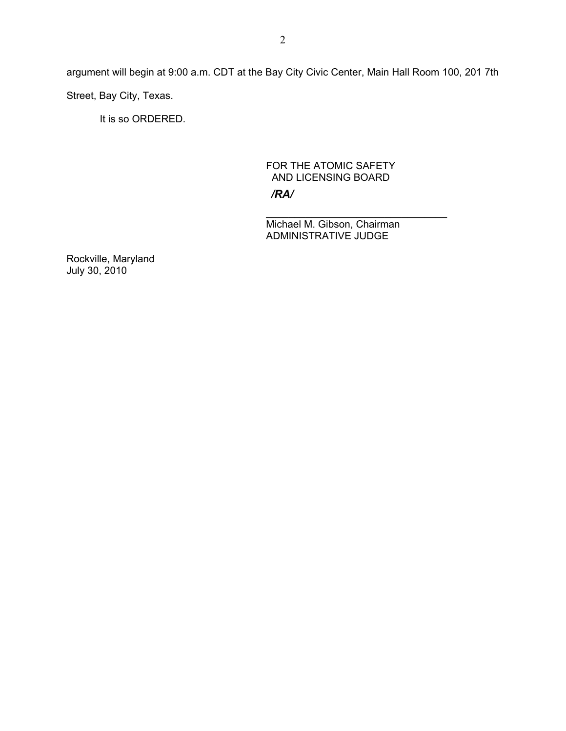argument will begin at 9:00 a.m. CDT at the Bay City Civic Center, Main Hall Room 100, 201 7th Street, Bay City, Texas.

It is so ORDERED.

FOR THE ATOMIC SAFETY
AND LICENSING BOARD

*/RA/*

\_\_\_\_\_\_\_\_\_\_\_\_\_\_\_\_\_\_\_\_\_\_\_\_\_\_\_\_\_\_\_\_

Michael M. Gibson, Chairman
ADMINISTRATIVE JUDGE

Rockville, Maryland
July 30, 2010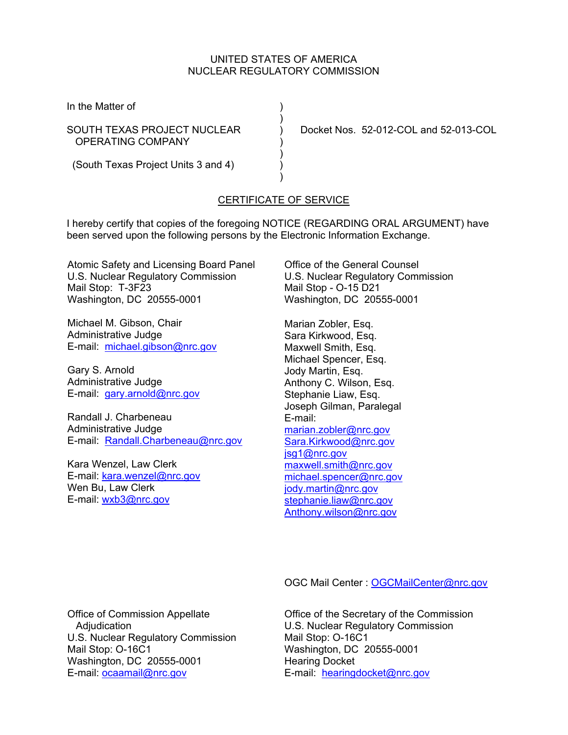UNITED STATES OF AMERICA
NUCLEAR REGULATORY COMMISSION

In the Matter of

SOUTH TEXAS PROJECT NUCLEAR OPERATING COMPANY

(South Texas Project Units 3 and 4)

Docket Nos. 52-012-COL and 52-013-COL

## CERTIFICATE OF SERVICE

I hereby certify that copies of the foregoing NOTICE (REGARDING ORAL ARGUMENT) have been served upon the following persons by the Electronic Information Exchange.

Atomic Safety and Licensing Board Panel
U.S. Nuclear Regulatory Commission
Mail Stop: T-3F23
Washington, DC 20555-0001

Michael M. Gibson, Chair
Administrative Judge
E-mail: michael.gibson@nrc.gov

Gary S. Arnold
Administrative Judge
E-mail: gary.arnold@nrc.gov

Randall J. Charbeneau
Administrative Judge
E-mail: Randall.Charbeneau@nrc.gov

Kara Wenzel, Law Clerk
E-mail: kara.wenzel@nrc.gov
Wen Bu, Law Clerk
E-mail: wxb3@nrc.gov

Office of the General Counsel
U.S. Nuclear Regulatory Commission
Mail Stop - O-15 D21
Washington, DC 20555-0001

Marian Zobler, Esq.
Sara Kirkwood, Esq.
Maxwell Smith, Esq.
Michael Spencer, Esq.
Jody Martin, Esq.
Anthony C. Wilson, Esq.
Stephanie Liaw, Esq.
Joseph Gilman, Paralegal
E-mail:
marian.zobler@nrc.gov
Sara.Kirkwood@nrc.gov
jsg1@nrc.gov
maxwell.smith@nrc.gov
michael.spencer@nrc.gov
jody.martin@nrc.gov
stephanie.liaw@nrc.gov
Anthony.wilson@nrc.gov

OGC Mail Center : OGCMailCenter@nrc.gov

Office of Commission Appellate Adjudication
U.S. Nuclear Regulatory Commission
Mail Stop: O-16C1
Washington, DC 20555-0001
E-mail: ocaamail@nrc.gov

Office of the Secretary of the Commission
U.S. Nuclear Regulatory Commission
Mail Stop: O-16C1
Washington, DC 20555-0001
Hearing Docket
E-mail: hearingdocket@nrc.gov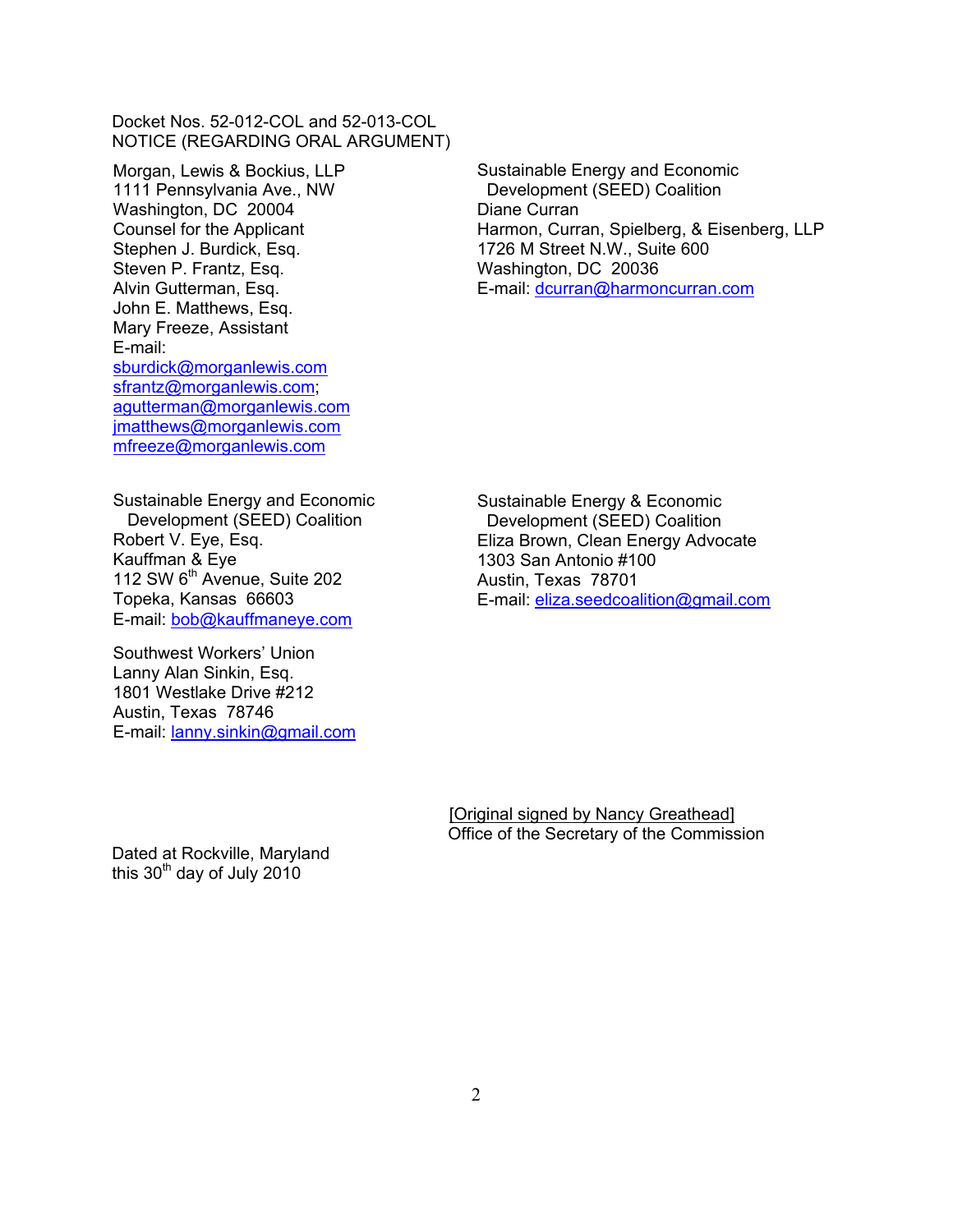Docket Nos. 52-012-COL and 52-013-COL
NOTICE (REGARDING ORAL ARGUMENT)

Morgan, Lewis & Bockius, LLP
1111 Pennsylvania Ave., NW
Washington, DC 20004
Counsel for the Applicant
Stephen J. Burdick, Esq.
Steven P. Frantz, Esq.
Alvin Gutterman, Esq.
John E. Matthews, Esq.
Mary Freeze, Assistant
E-mail:
sburdick@morganlewis.com
sfrantz@morganlewis.com;
agutterman@morganlewis.com
jmatthews@morganlewis.com
mfreeze@morganlewis.com

Sustainable Energy and Economic Development (SEED) Coalition
Diane Curran
Harmon, Curran, Spielberg, & Eisenberg, LLP
1726 M Street N.W., Suite 600
Washington, DC 20036
E-mail: dcurran@harmoncurran.com

Sustainable Energy and Economic Development (SEED) Coalition
Robert V. Eye, Esq.
Kauffman & Eye
112 SW 6th Avenue, Suite 202
Topeka, Kansas 66603
E-mail: bob@kauffmaneye.com

Sustainable Energy & Economic Development (SEED) Coalition
Eliza Brown, Clean Energy Advocate
1303 San Antonio #100
Austin, Texas 78701
E-mail: eliza.seedcoalition@gmail.com

Southwest Workers' Union
Lanny Alan Sinkin, Esq.
1801 Westlake Drive #212
Austin, Texas 78746
E-mail: lanny.sinkin@gmail.com

[Original signed by Nancy Greathead]
Office of the Secretary of the Commission

Dated at Rockville, Maryland
this 30th day of July 2010